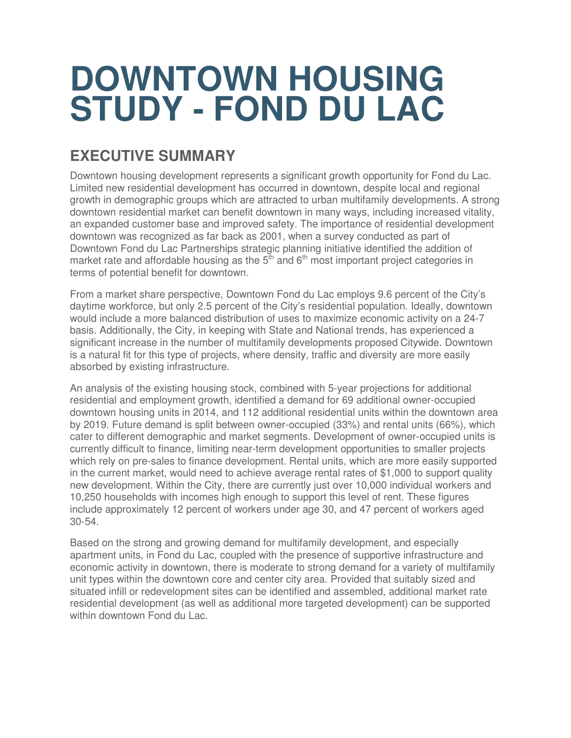# DOWNTOWN HOUSING STUDY - FOND DU LAC

## EXECUTIVE SUMMARY

Downtown housing development represents a significant growth opportunity for Fond du Lac. Limited new residential development has occurred in downtown, despite local and regional growth in demographic groups which are attracted to urban multifamily developments. A strong downtown residential market can benefit downtown in many ways, including increased vitality, an expanded customer base and improved safety. The importance of residential development downtown was recognized as far back as 2001, when a survey conducted as part of Downtown Fond du Lac Partnerships strategic planning initiative identified the addition of market rate and affordable housing as the 5th and 6th most important project categories in terms of potential benefit for downtown.

From a market share perspective, Downtown Fond du Lac employs 9.6 percent of the City's daytime workforce, but only 2.5 percent of the City's residential population. Ideally, downtown would include a more balanced distribution of uses to maximize economic activity on a 24-7 basis. Additionally, the City, in keeping with State and National trends, has experienced a significant increase in the number of multifamily developments proposed Citywide. Downtown is a natural fit for this type of projects, where density, traffic and diversity are more easily absorbed by existing infrastructure.

An analysis of the existing housing stock, combined with 5-year projections for additional residential and employment growth, identified a demand for 69 additional owner-occupied downtown housing units in 2014, and 112 additional residential units within the downtown area by 2019. Future demand is split between owner-occupied (33%) and rental units (66%), which cater to different demographic and market segments. Development of owner-occupied units is currently difficult to finance, limiting near-term development opportunities to smaller projects which rely on pre-sales to finance development. Rental units, which are more easily supported in the current market, would need to achieve average rental rates of $1,000 to support quality new development. Within the City, there are currently just over 10,000 individual workers and 10,250 households with incomes high enough to support this level of rent. These figures include approximately 12 percent of workers under age 30, and 47 percent of workers aged 30-54.

Based on the strong and growing demand for multifamily development, and especially apartment units, in Fond du Lac, coupled with the presence of supportive infrastructure and economic activity in downtown, there is moderate to strong demand for a variety of multifamily unit types within the downtown core and center city area. Provided that suitably sized and situated infill or redevelopment sites can be identified and assembled, additional market rate residential development (as well as additional more targeted development) can be supported within downtown Fond du Lac.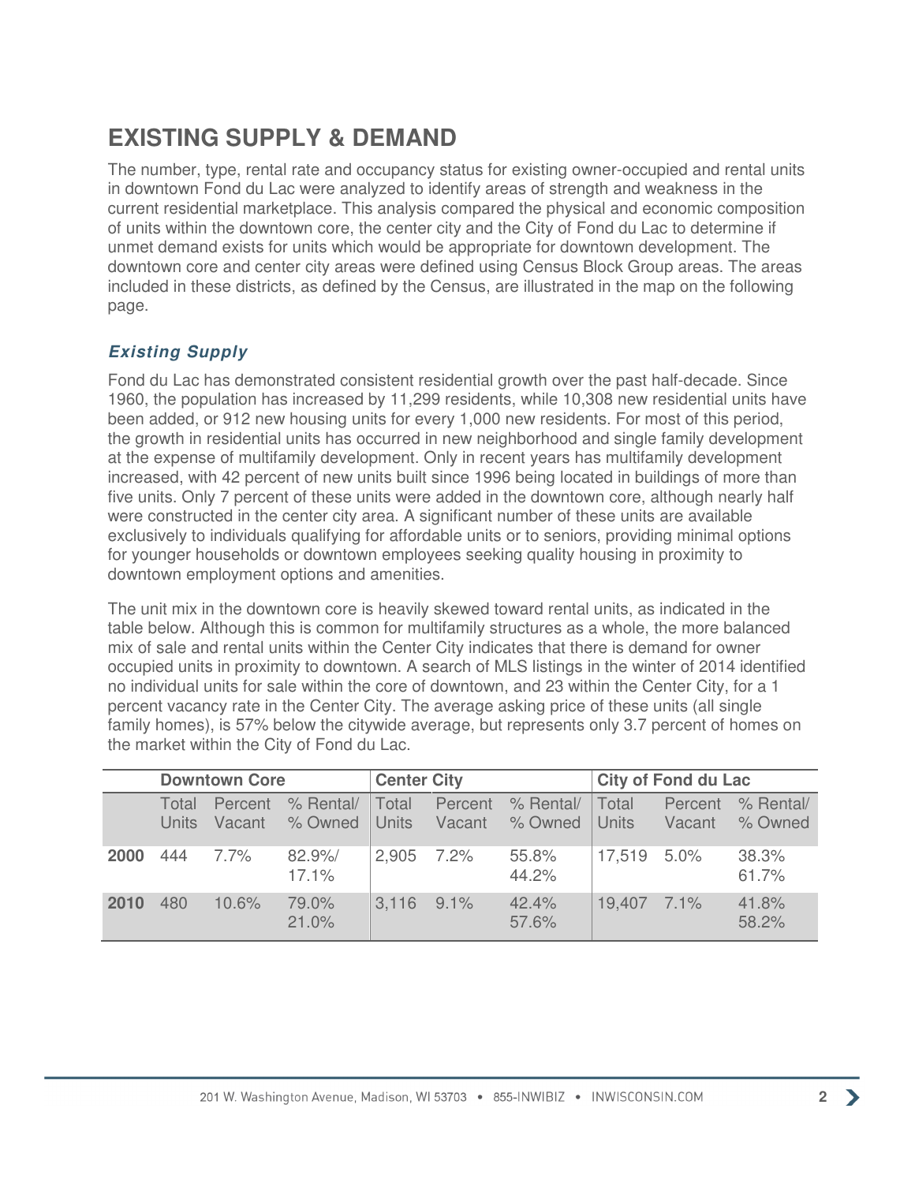## EXISTING SUPPLY & DEMAND

The number, type, rental rate and occupancy status for existing owner-occupied and rental units in downtown Fond du Lac were analyzed to identify areas of strength and weakness in the current residential marketplace. This analysis compared the physical and economic composition of units within the downtown core, the center city and the City of Fond du Lac to determine if unmet demand exists for units which would be appropriate for downtown development. The downtown core and center city areas were defined using Census Block Group areas. The areas included in these districts, as defined by the Census, are illustrated in the map on the following page.

### *Existing Supply*

Fond du Lac has demonstrated consistent residential growth over the past half-decade. Since 1960, the population has increased by 11,299 residents, while 10,308 new residential units have been added, or 912 new housing units for every 1,000 new residents. For most of this period, the growth in residential units has occurred in new neighborhood and single family development at the expense of multifamily development. Only in recent years has multifamily development increased, with 42 percent of new units built since 1996 being located in buildings of more than five units. Only 7 percent of these units were added in the downtown core, although nearly half were constructed in the center city area. A significant number of these units are available exclusively to individuals qualifying for affordable units or to seniors, providing minimal options for younger households or downtown employees seeking quality housing in proximity to downtown employment options and amenities.

The unit mix in the downtown core is heavily skewed toward rental units, as indicated in the table below. Although this is common for multifamily structures as a whole, the more balanced mix of sale and rental units within the Center City indicates that there is demand for owner occupied units in proximity to downtown. A search of MLS listings in the winter of 2014 identified no individual units for sale within the core of downtown, and 23 within the Center City, for a 1 percent vacancy rate in the Center City. The average asking price of these units (all single family homes), is 57% below the citywide average, but represents only 3.7 percent of homes on the market within the City of Fond du Lac.

| | Downtown Core | | | Center City | | | City of Fond du Lac | | |
|---|---|---|---|---|---|---|---|---|---|
| | Total Units | Percent Vacant | % Rental/ % Owned | Total Units | Percent Vacant | % Rental/ % Owned | Total Units | Percent Vacant | % Rental/ % Owned |
| **2000** | 444 | 7.7% | 82.9%/ 17.1% | 2,905 | 7.2% | 55.8% 44.2% | 17,519 | 5.0% | 38.3% 61.7% |
| **2010** | 480 | 10.6% | 79.0% 21.0% | 3,116 | 9.1% | 42.4% 57.6% | 19,407 | 7.1% | 41.8% 58.2% |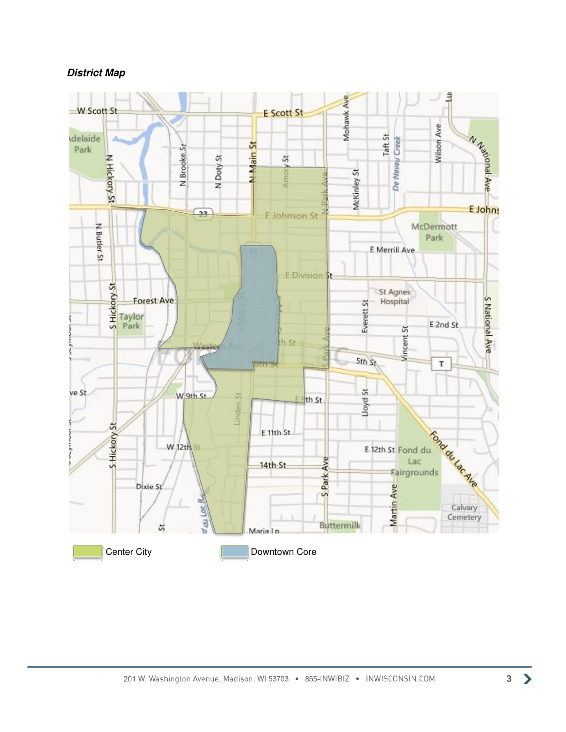***District Map***

Center City

Downtown Core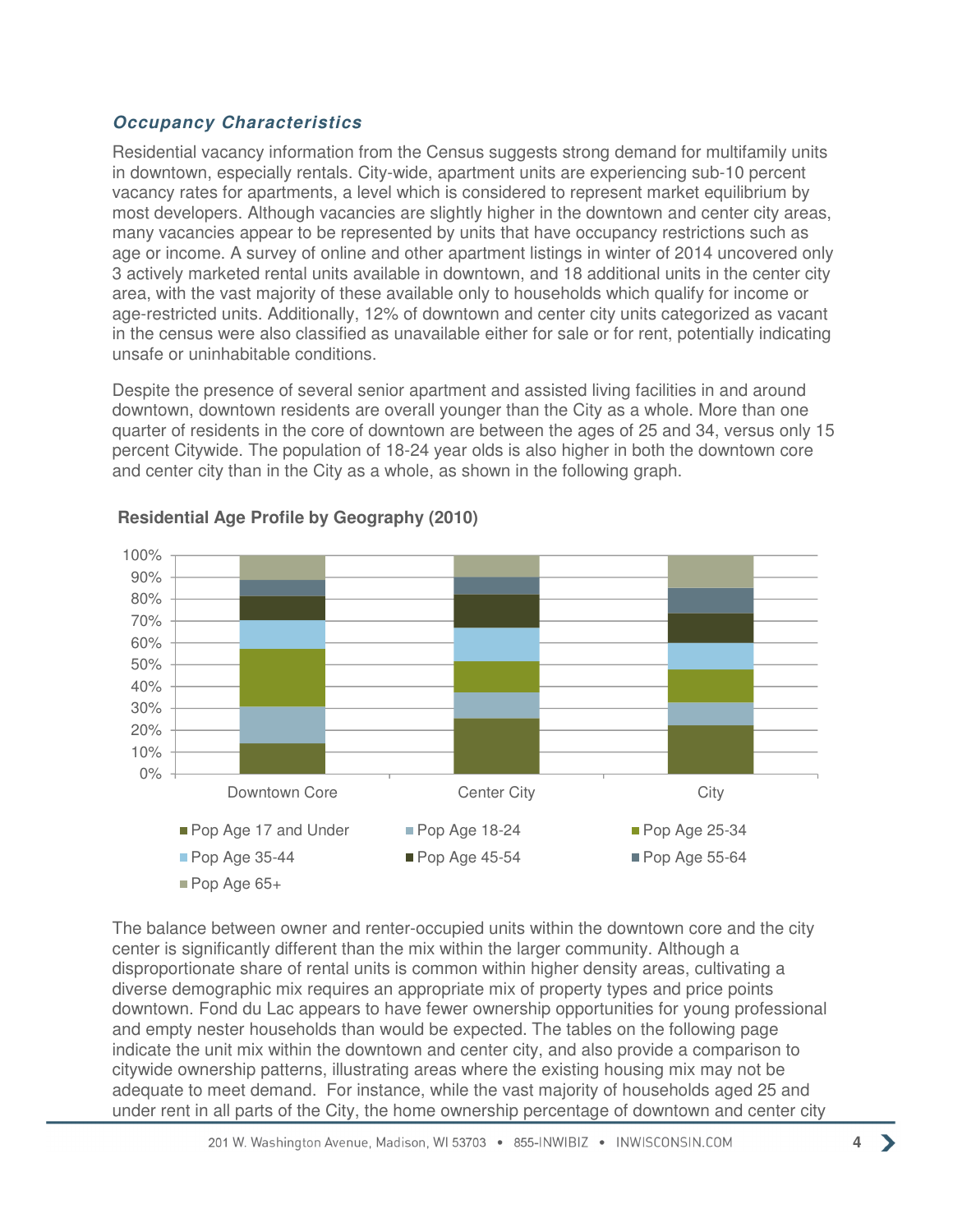### *Occupancy Characteristics*

Residential vacancy information from the Census suggests strong demand for multifamily units in downtown, especially rentals. City-wide, apartment units are experiencing sub-10 percent vacancy rates for apartments, a level which is considered to represent market equilibrium by most developers. Although vacancies are slightly higher in the downtown and center city areas, many vacancies appear to be represented by units that have occupancy restrictions such as age or income. A survey of online and other apartment listings in winter of 2014 uncovered only 3 actively marketed rental units available in downtown, and 18 additional units in the center city area, with the vast majority of these available only to households which qualify for income or age-restricted units. Additionally, 12% of downtown and center city units categorized as vacant in the census were also classified as unavailable either for sale or for rent, potentially indicating unsafe or uninhabitable conditions.

Despite the presence of several senior apartment and assisted living facilities in and around downtown, downtown residents are overall younger than the City as a whole. More than one quarter of residents in the core of downtown are between the ages of 25 and 34, versus only 15 percent Citywide. The population of 18-24 year olds is also higher in both the downtown core and center city than in the City as a whole, as shown in the following graph.

**Residential Age Profile by Geography (2010)**

The balance between owner and renter-occupied units within the downtown core and the city center is significantly different than the mix within the larger community. Although a disproportionate share of rental units is common within higher density areas, cultivating a diverse demographic mix requires an appropriate mix of property types and price points downtown. Fond du Lac appears to have fewer ownership opportunities for young professional and empty nester households than would be expected. The tables on the following page indicate the unit mix within the downtown and center city, and also provide a comparison to citywide ownership patterns, illustrating areas where the existing housing mix may not be adequate to meet demand. For instance, while the vast majority of households aged 25 and under rent in all parts of the City, the home ownership percentage of downtown and center city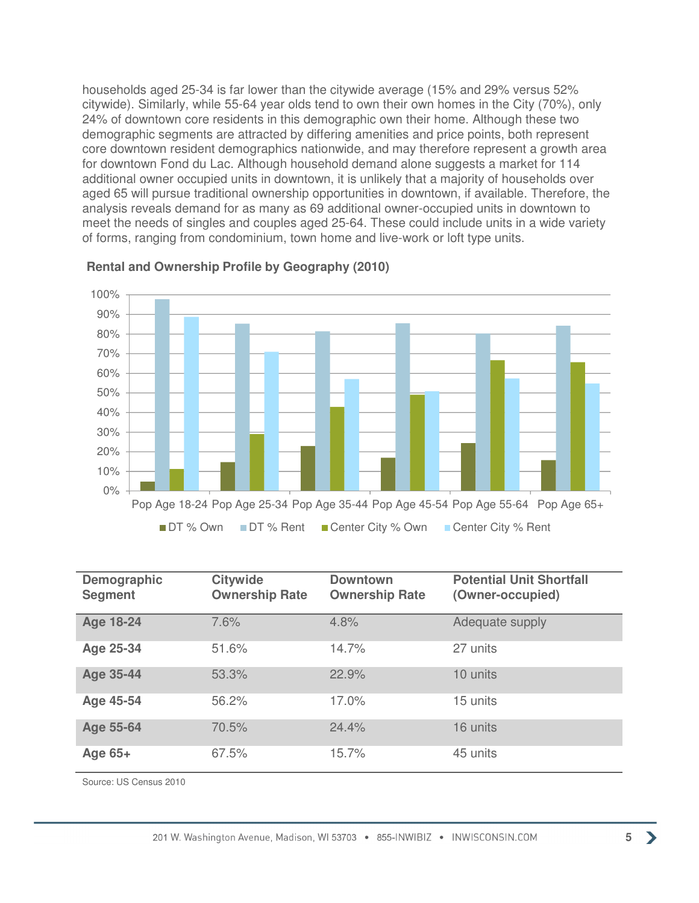households aged 25-34 is far lower than the citywide average (15% and 29% versus 52% citywide). Similarly, while 55-64 year olds tend to own their own homes in the City (70%), only 24% of downtown core residents in this demographic own their home. Although these two demographic segments are attracted by differing amenities and price points, both represent core downtown resident demographics nationwide, and may therefore represent a growth area for downtown Fond du Lac. Although household demand alone suggests a market for 114 additional owner occupied units in downtown, it is unlikely that a majority of households over aged 65 will pursue traditional ownership opportunities in downtown, if available. Therefore, the analysis reveals demand for as many as 69 additional owner-occupied units in downtown to meet the needs of singles and couples aged 25-64. These could include units in a wide variety of forms, ranging from condominium, town home and live-work or loft type units.

**Rental and Ownership Profile by Geography (2010)**

| | DT % Own | DT % Rent | Center City % Own | Center City % Rent |
|---|---|---|---|---|
| Pop Age 18-24 | 5% | 98% | 11% | 89% |
| Pop Age 25-34 | 15% | 85% | 29% | 71% |
| Pop Age 35-44 | 23% | 81% | 43% | 57% |
| Pop Age 45-54 | 17% | 86% | 49% | 51% |
| Pop Age 55-64 | 24% | 80% | 67% | 57% |
| Pop Age 65+ | 16% | 84% | 66% | 55% |

| Demographic Segment | Citywide Ownership Rate | Downtown Ownership Rate | Potential Unit Shortfall (Owner-occupied) |
|---|---|---|---|
| **Age 18-24** | 7.6% | 4.8% | Adequate supply |
| **Age 25-34** | 51.6% | 14.7% | 27 units |
| **Age 35-44** | 53.3% | 22.9% | 10 units |
| **Age 45-54** | 56.2% | 17.0% | 15 units |
| **Age 55-64** | 70.5% | 24.4% | 16 units |
| **Age 65+** | 67.5% | 15.7% | 45 units |

Source: US Census 2010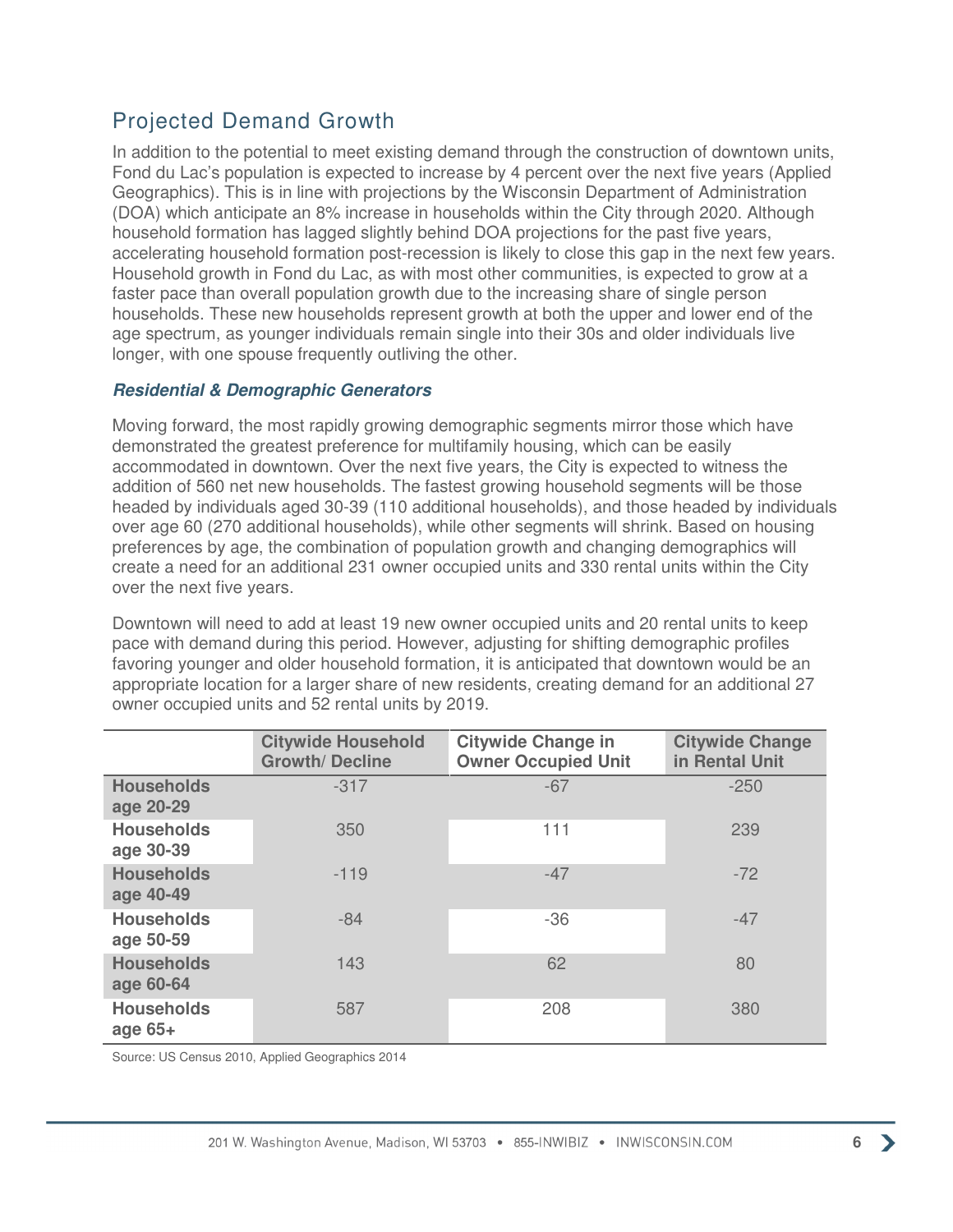## Projected Demand Growth

In addition to the potential to meet existing demand through the construction of downtown units, Fond du Lac's population is expected to increase by 4 percent over the next five years (Applied Geographics). This is in line with projections by the Wisconsin Department of Administration (DOA) which anticipate an 8% increase in households within the City through 2020. Although household formation has lagged slightly behind DOA projections for the past five years, accelerating household formation post-recession is likely to close this gap in the next few years. Household growth in Fond du Lac, as with most other communities, is expected to grow at a faster pace than overall population growth due to the increasing share of single person households. These new households represent growth at both the upper and lower end of the age spectrum, as younger individuals remain single into their 30s and older individuals live longer, with one spouse frequently outliving the other.

### *Residential & Demographic Generators*

Moving forward, the most rapidly growing demographic segments mirror those which have demonstrated the greatest preference for multifamily housing, which can be easily accommodated in downtown. Over the next five years, the City is expected to witness the addition of 560 net new households. The fastest growing household segments will be those headed by individuals aged 30-39 (110 additional households), and those headed by individuals over age 60 (270 additional households), while other segments will shrink. Based on housing preferences by age, the combination of population growth and changing demographics will create a need for an additional 231 owner occupied units and 330 rental units within the City over the next five years.

Downtown will need to add at least 19 new owner occupied units and 20 rental units to keep pace with demand during this period. However, adjusting for shifting demographic profiles favoring younger and older household formation, it is anticipated that downtown would be an appropriate location for a larger share of new residents, creating demand for an additional 27 owner occupied units and 52 rental units by 2019.

| | Citywide Household Growth/ Decline | Citywide Change in Owner Occupied Unit | Citywide Change in Rental Unit |
|---|---|---|---|
| **Households age 20-29** | -317 | -67 | -250 |
| **Households age 30-39** | 350 | 111 | 239 |
| **Households age 40-49** | -119 | -47 | -72 |
| **Households age 50-59** | -84 | -36 | -47 |
| **Households age 60-64** | 143 | 62 | 80 |
| **Households age 65+** | 587 | 208 | 380 |

Source: US Census 2010, Applied Geographics 2014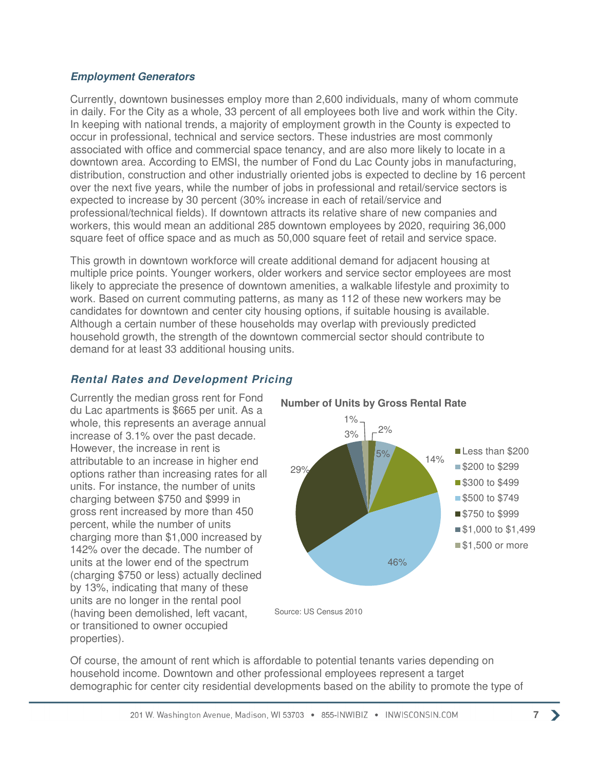### *Employment Generators*

Currently, downtown businesses employ more than 2,600 individuals, many of whom commute in daily. For the City as a whole, 33 percent of all employees both live and work within the City. In keeping with national trends, a majority of employment growth in the County is expected to occur in professional, technical and service sectors. These industries are most commonly associated with office and commercial space tenancy, and are also more likely to locate in a downtown area. According to EMSI, the number of Fond du Lac County jobs in manufacturing, distribution, construction and other industrially oriented jobs is expected to decline by 16 percent over the next five years, while the number of jobs in professional and retail/service sectors is expected to increase by 30 percent (30% increase in each of retail/service and professional/technical fields). If downtown attracts its relative share of new companies and workers, this would mean an additional 285 downtown employees by 2020, requiring 36,000 square feet of office space and as much as 50,000 square feet of retail and service space.

This growth in downtown workforce will create additional demand for adjacent housing at multiple price points. Younger workers, older workers and service sector employees are most likely to appreciate the presence of downtown amenities, a walkable lifestyle and proximity to work. Based on current commuting patterns, as many as 112 of these new workers may be candidates for downtown and center city housing options, if suitable housing is available. Although a certain number of these households may overlap with previously predicted household growth, the strength of the downtown commercial sector should contribute to demand for at least 33 additional housing units.

### *Rental Rates and Development Pricing*

Currently the median gross rent for Fond du Lac apartments is $665 per unit. As a whole, this represents an average annual increase of 3.1% over the past decade. However, the increase in rent is attributable to an increase in higher end options rather than increasing rates for all units. For instance, the number of units charging between $750 and $999 in gross rent increased by more than 450 percent, while the number of units charging more than $1,000 increased by 142% over the decade. The number of units at the lower end of the spectrum (charging $750 or less) actually declined by 13%, indicating that many of these units are no longer in the rental pool (having been demolished, left vacant, or transitioned to owner occupied properties).

**Number of Units by Gross Rental Rate**

| Gross Rental Rate | Share of Units |
|---|---|
| Less than $200 | 2% |
| $200 to $299 | 5% |
| $300 to $499 | 14% |
| $500 to $749 | 46% |
| $750 to $999 | 29% |
| $1,000 to $1,499 | 3% |
| $1,500 or more | 1% |

Source: US Census 2010

Of course, the amount of rent which is affordable to potential tenants varies depending on household income. Downtown and other professional employees represent a target demographic for center city residential developments based on the ability to promote the type of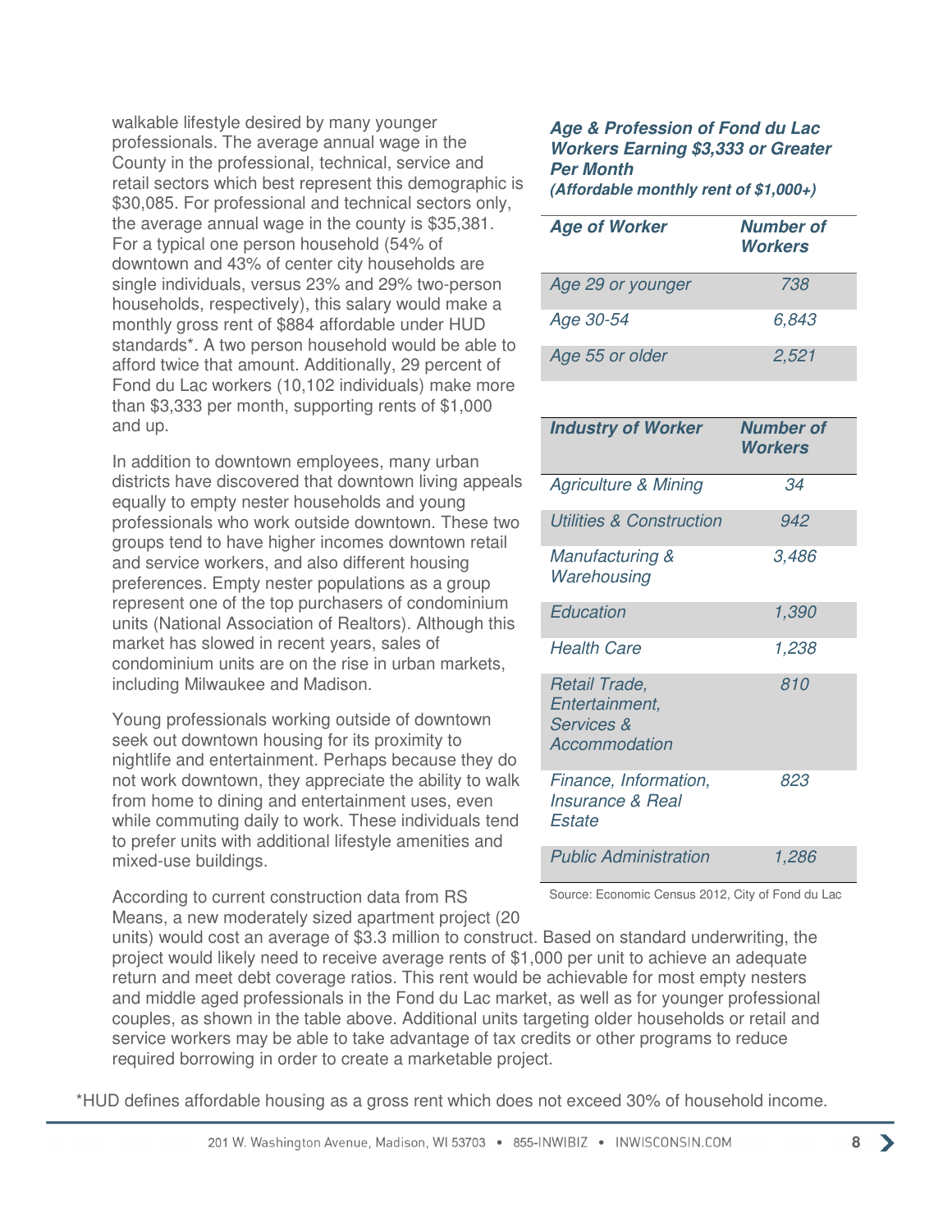walkable lifestyle desired by many younger professionals. The average annual wage in the County in the professional, technical, service and retail sectors which best represent this demographic is $30,085. For professional and technical sectors only, the average annual wage in the county is $35,381. For a typical one person household (54% of downtown and 43% of center city households are single individuals, versus 23% and 29% two-person households, respectively), this salary would make a monthly gross rent of $884 affordable under HUD standards*. A two person household would be able to afford twice that amount. Additionally, 29 percent of Fond du Lac workers (10,102 individuals) make more than $3,333 per month, supporting rents of $1,000 and up.

In addition to downtown employees, many urban districts have discovered that downtown living appeals equally to empty nester households and young professionals who work outside downtown. These two groups tend to have higher incomes downtown retail and service workers, and also different housing preferences. Empty nester populations as a group represent one of the top purchasers of condominium units (National Association of Realtors). Although this market has slowed in recent years, sales of condominium units are on the rise in urban markets, including Milwaukee and Madison.

Young professionals working outside of downtown seek out downtown housing for its proximity to nightlife and entertainment. Perhaps because they do not work downtown, they appreciate the ability to walk from home to dining and entertainment uses, even while commuting daily to work. These individuals tend to prefer units with additional lifestyle amenities and mixed-use buildings.

***Age & Profession of Fond du Lac Workers Earning $3,333 or Greater Per Month***
***(Affordable monthly rent of $1,000+)***

| *Age of Worker* | *Number of Workers* |
|---|---|
| *Age 29 or younger* | *738* |
| *Age 30-54* | *6,843* |
| *Age 55 or older* | *2,521* |

| *Industry of Worker* | *Number of Workers* |
|---|---|
| *Agriculture & Mining* | *34* |
| *Utilities & Construction* | *942* |
| *Manufacturing & Warehousing* | *3,486* |
| *Education* | *1,390* |
| *Health Care* | *1,238* |
| *Retail Trade, Entertainment, Services & Accommodation* | *810* |
| *Finance, Information, Insurance & Real Estate* | *823* |
| *Public Administration* | *1,286* |

Source: Economic Census 2012, City of Fond du Lac

According to current construction data from RS Means, a new moderately sized apartment project (20 units) would cost an average of $3.3 million to construct. Based on standard underwriting, the project would likely need to receive average rents of $1,000 per unit to achieve an adequate return and meet debt coverage ratios. This rent would be achievable for most empty nesters and middle aged professionals in the Fond du Lac market, as well as for younger professional couples, as shown in the table above. Additional units targeting older households or retail and service workers may be able to take advantage of tax credits or other programs to reduce required borrowing in order to create a marketable project.

*HUD defines affordable housing as a gross rent which does not exceed 30% of household income.